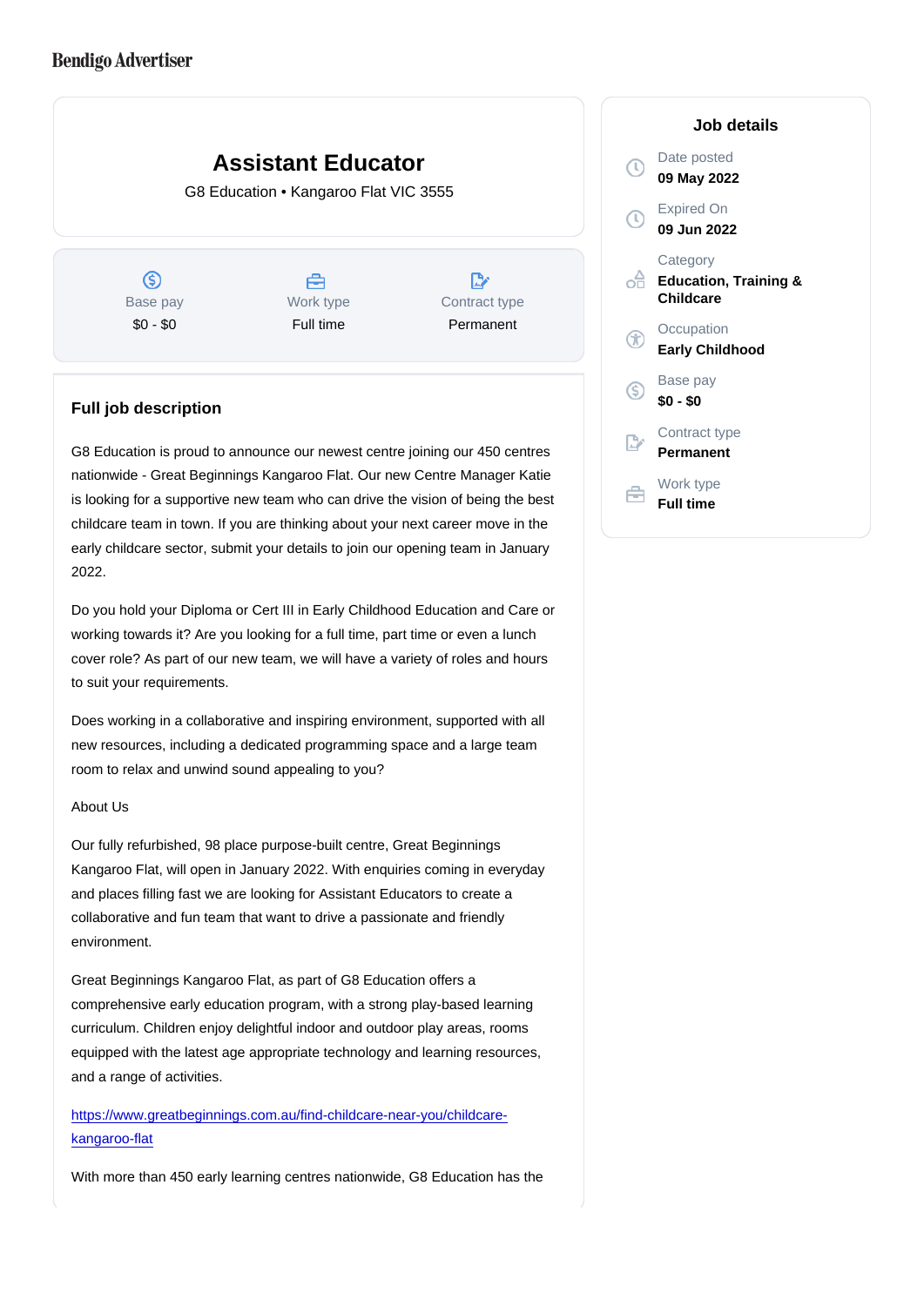Bendigo Advertiser

# Assistant Educator

G8 Education • Kangaroo Flat VIC 3555

| Base pay | Work type | Contract type |
|---|---|---|
| $0 - $0 | Full time | Permanent |

## Job details

Date posted
**09 May 2022**

Expired On
**09 Jun 2022**

Category
**Education, Training & Childcare**

Occupation
**Early Childhood**

Base pay
**$0 - $0**

Contract type
**Permanent**

Work type
**Full time**

## Full job description

G8 Education is proud to announce our newest centre joining our 450 centres nationwide - Great Beginnings Kangaroo Flat. Our new Centre Manager Katie is looking for a supportive new team who can drive the vision of being the best childcare team in town. If you are thinking about your next career move in the early childcare sector, submit your details to join our opening team in January 2022.

Do you hold your Diploma or Cert III in Early Childhood Education and Care or working towards it? Are you looking for a full time, part time or even a lunch cover role? As part of our new team, we will have a variety of roles and hours to suit your requirements.

Does working in a collaborative and inspiring environment, supported with all new resources, including a dedicated programming space and a large team room to relax and unwind sound appealing to you?

About Us

Our fully refurbished, 98 place purpose-built centre, Great Beginnings Kangaroo Flat, will open in January 2022. With enquiries coming in everyday and places filling fast we are looking for Assistant Educators to create a collaborative and fun team that want to drive a passionate and friendly environment.

Great Beginnings Kangaroo Flat, as part of G8 Education offers a comprehensive early education program, with a strong play-based learning curriculum. Children enjoy delightful indoor and outdoor play areas, rooms equipped with the latest age appropriate technology and learning resources, and a range of activities.

https://www.greatbeginnings.com.au/find-childcare-near-you/childcare-kangaroo-flat

With more than 450 early learning centres nationwide, G8 Education has the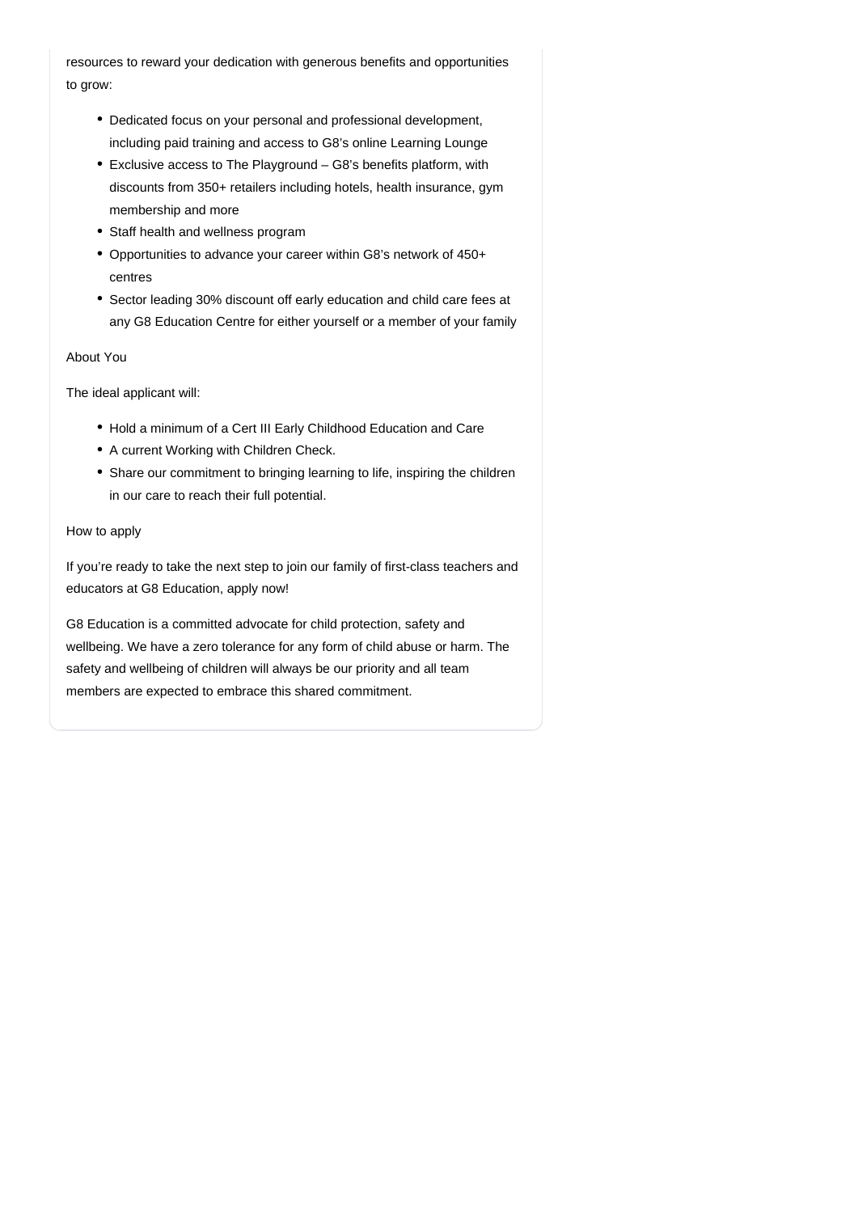resources to reward your dedication with generous benefits and opportunities to grow:

- Dedicated focus on your personal and professional development, including paid training and access to G8's online Learning Lounge
- Exclusive access to The Playground – G8's benefits platform, with discounts from 350+ retailers including hotels, health insurance, gym membership and more
- Staff health and wellness program
- Opportunities to advance your career within G8's network of 450+ centres
- Sector leading 30% discount off early education and child care fees at any G8 Education Centre for either yourself or a member of your family

About You

The ideal applicant will:

- Hold a minimum of a Cert III Early Childhood Education and Care
- A current Working with Children Check.
- Share our commitment to bringing learning to life, inspiring the children in our care to reach their full potential.

How to apply

If you're ready to take the next step to join our family of first-class teachers and educators at G8 Education, apply now!

G8 Education is a committed advocate for child protection, safety and wellbeing. We have a zero tolerance for any form of child abuse or harm. The safety and wellbeing of children will always be our priority and all team members are expected to embrace this shared commitment.